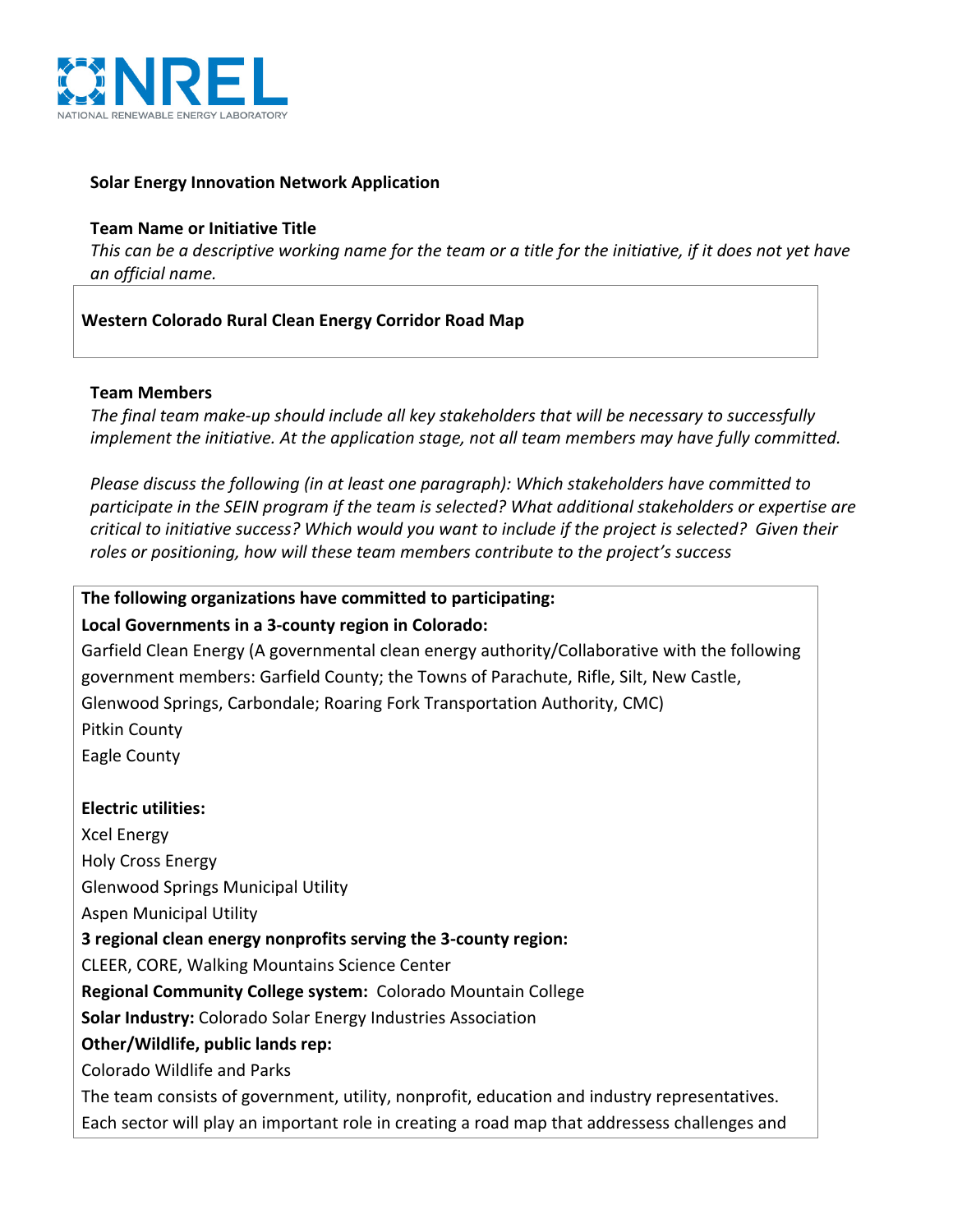NATIONAL RENEWABLE ENERGY LABORATORY

**Solar Energy Innovation Network Application**

**Team Name or Initiative Title**

*This can be a descriptive working name for the team or a title for the initiative, if it does not yet have an official name.*

**Western Colorado Rural Clean Energy Corridor Road Map**

**Team Members**

*The final team make-up should include all key stakeholders that will be necessary to successfully implement the initiative. At the application stage, not all team members may have fully committed.*

*Please discuss the following (in at least one paragraph): Which stakeholders have committed to participate in the SEIN program if the team is selected? What additional stakeholders or expertise are critical to initiative success? Which would you want to include if the project is selected? Given their roles or positioning, how will these team members contribute to the project's success*

**The following organizations have committed to participating:**

**Local Governments in a 3-county region in Colorado:**

Garfield Clean Energy (A governmental clean energy authority/Collaborative with the following government members: Garfield County; the Towns of Parachute, Rifle, Silt, New Castle, Glenwood Springs, Carbondale; Roaring Fork Transportation Authority, CMC)

Pitkin County

Eagle County

**Electric utilities:**

Xcel Energy

Holy Cross Energy

Glenwood Springs Municipal Utility

Aspen Municipal Utility

**3 regional clean energy nonprofits serving the 3-county region:**

CLEER, CORE, Walking Mountains Science Center

**Regional Community College system:** Colorado Mountain College

**Solar Industry:** Colorado Solar Energy Industries Association

**Other/Wildlife, public lands rep:**

Colorado Wildlife and Parks

The team consists of government, utility, nonprofit, education and industry representatives. Each sector will play an important role in creating a road map that addressess challenges and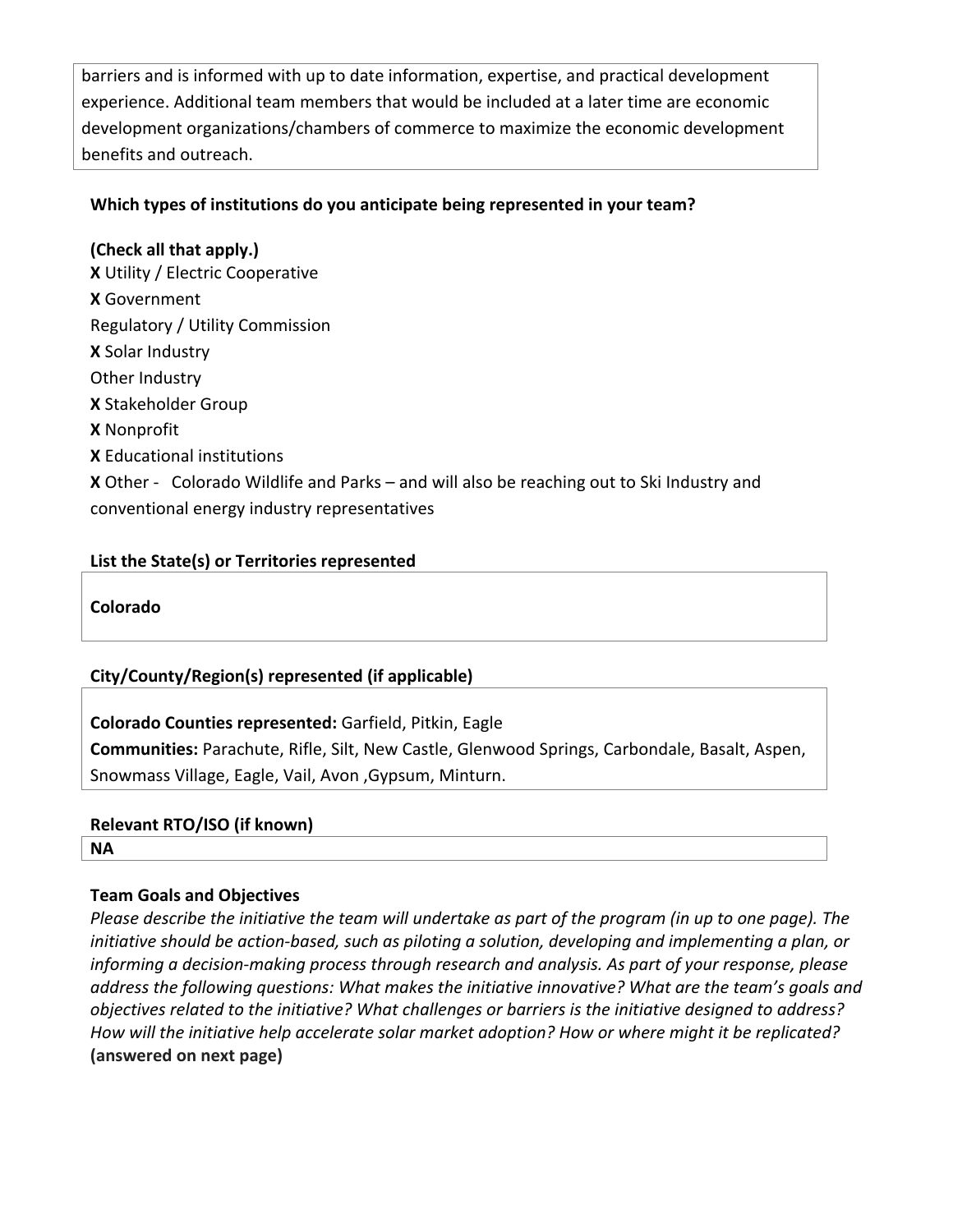barriers and is informed with up to date information, expertise, and practical development experience. Additional team members that would be included at a later time are economic development organizations/chambers of commerce to maximize the economic development benefits and outreach.

**Which types of institutions do you anticipate being represented in your team?**

**(Check all that apply.)**

**X** Utility / Electric Cooperative
**X** Government
Regulatory / Utility Commission
**X** Solar Industry
Other Industry
**X** Stakeholder Group
**X** Nonprofit
**X** Educational institutions
**X** Other - Colorado Wildlife and Parks – and will also be reaching out to Ski Industry and conventional energy industry representatives

**List the State(s) or Territories represented**

**Colorado**

**City/County/Region(s) represented (if applicable)**

**Colorado Counties represented:** Garfield, Pitkin, Eagle
**Communities:** Parachute, Rifle, Silt, New Castle, Glenwood Springs, Carbondale, Basalt, Aspen, Snowmass Village, Eagle, Vail, Avon ,Gypsum, Minturn.

**Relevant RTO/ISO (if known)**

**NA**

**Team Goals and Objectives**

*Please describe the initiative the team will undertake as part of the program (in up to one page). The initiative should be action-based, such as piloting a solution, developing and implementing a plan, or informing a decision-making process through research and analysis. As part of your response, please address the following questions: What makes the initiative innovative? What are the team's goals and objectives related to the initiative? What challenges or barriers is the initiative designed to address? How will the initiative help accelerate solar market adoption? How or where might it be replicated?* **(answered on next page)**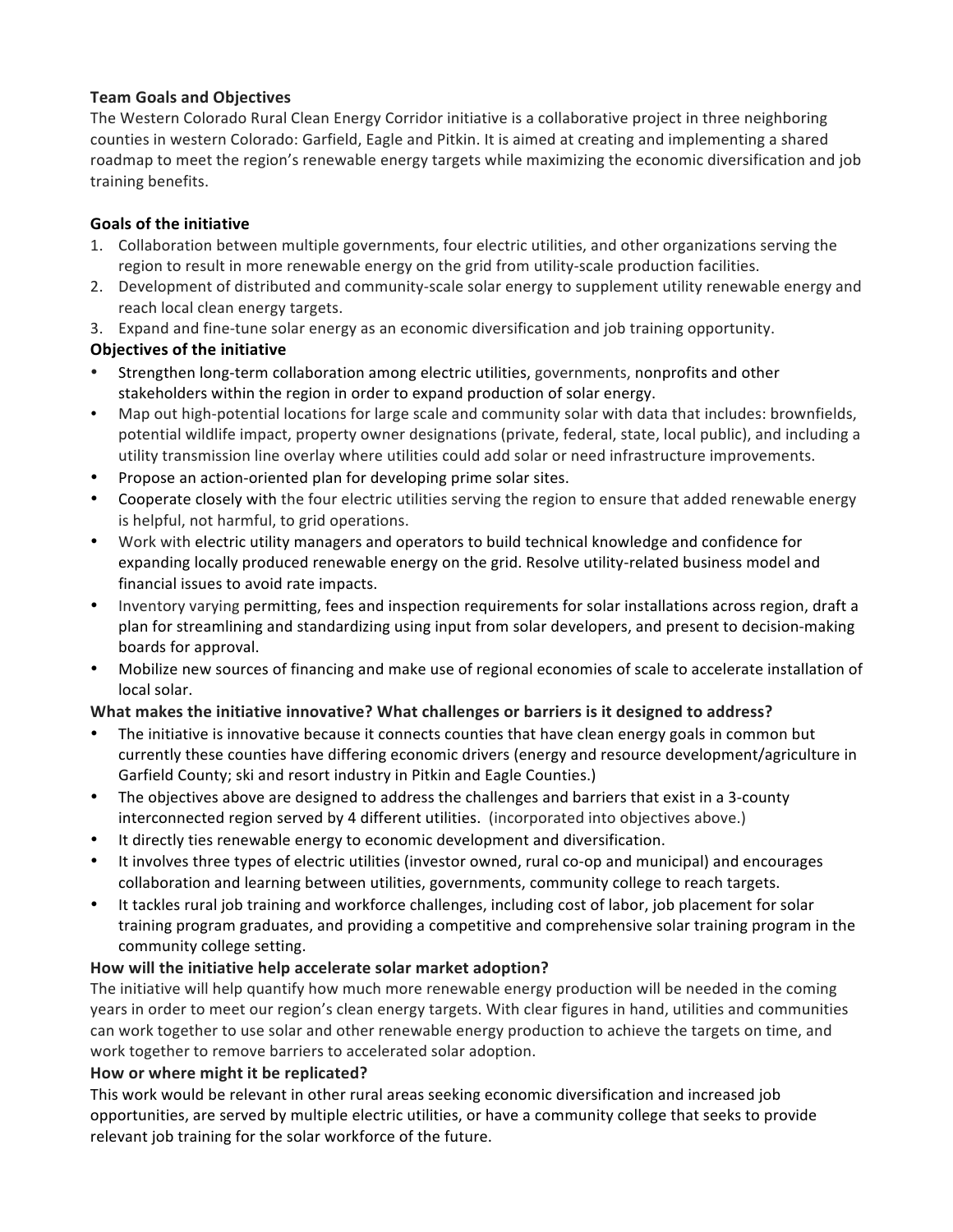**Team Goals and Objectives**

The Western Colorado Rural Clean Energy Corridor initiative is a collaborative project in three neighboring counties in western Colorado: Garfield, Eagle and Pitkin. It is aimed at creating and implementing a shared roadmap to meet the region's renewable energy targets while maximizing the economic diversification and job training benefits.

**Goals of the initiative**

1. Collaboration between multiple governments, four electric utilities, and other organizations serving the region to result in more renewable energy on the grid from utility-scale production facilities.
2. Development of distributed and community-scale solar energy to supplement utility renewable energy and reach local clean energy targets.
3. Expand and fine-tune solar energy as an economic diversification and job training opportunity.

**Objectives of the initiative**

- Strengthen long-term collaboration among electric utilities, governments, nonprofits and other stakeholders within the region in order to expand production of solar energy.
- Map out high-potential locations for large scale and community solar with data that includes: brownfields, potential wildlife impact, property owner designations (private, federal, state, local public), and including a utility transmission line overlay where utilities could add solar or need infrastructure improvements.
- Propose an action-oriented plan for developing prime solar sites.
- Cooperate closely with the four electric utilities serving the region to ensure that added renewable energy is helpful, not harmful, to grid operations.
- Work with electric utility managers and operators to build technical knowledge and confidence for expanding locally produced renewable energy on the grid. Resolve utility-related business model and financial issues to avoid rate impacts.
- Inventory varying permitting, fees and inspection requirements for solar installations across region, draft a plan for streamlining and standardizing using input from solar developers, and present to decision-making boards for approval.
- Mobilize new sources of financing and make use of regional economies of scale to accelerate installation of local solar.

**What makes the initiative innovative? What challenges or barriers is it designed to address?**

- The initiative is innovative because it connects counties that have clean energy goals in common but currently these counties have differing economic drivers (energy and resource development/agriculture in Garfield County; ski and resort industry in Pitkin and Eagle Counties.)
- The objectives above are designed to address the challenges and barriers that exist in a 3-county interconnected region served by 4 different utilities. (incorporated into objectives above.)
- It directly ties renewable energy to economic development and diversification.
- It involves three types of electric utilities (investor owned, rural co-op and municipal) and encourages collaboration and learning between utilities, governments, community college to reach targets.
- It tackles rural job training and workforce challenges, including cost of labor, job placement for solar training program graduates, and providing a competitive and comprehensive solar training program in the community college setting.

**How will the initiative help accelerate solar market adoption?**

The initiative will help quantify how much more renewable energy production will be needed in the coming years in order to meet our region's clean energy targets. With clear figures in hand, utilities and communities can work together to use solar and other renewable energy production to achieve the targets on time, and work together to remove barriers to accelerated solar adoption.

**How or where might it be replicated?**

This work would be relevant in other rural areas seeking economic diversification and increased job opportunities, are served by multiple electric utilities, or have a community college that seeks to provide relevant job training for the solar workforce of the future.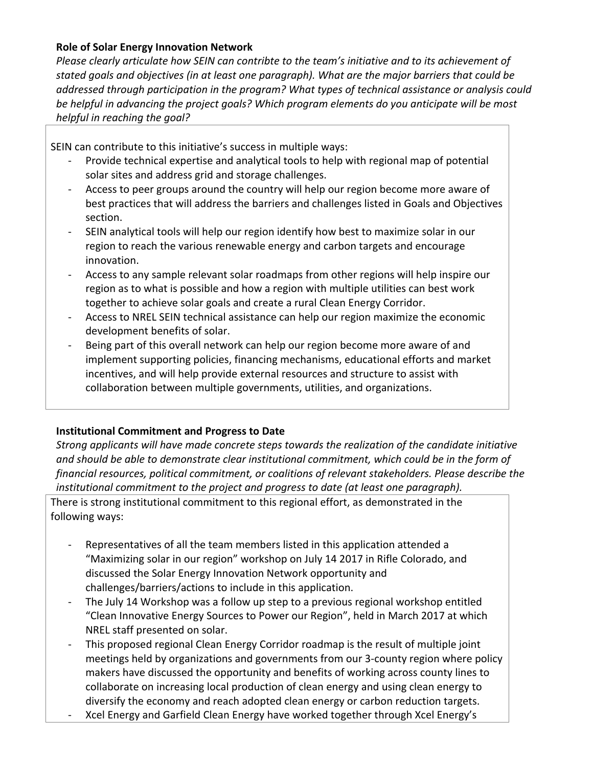**Role of Solar Energy Innovation Network**

*Please clearly articulate how SEIN can contribte to the team's initiative and to its achievement of stated goals and objectives (in at least one paragraph). What are the major barriers that could be addressed through participation in the program? What types of technical assistance or analysis could be helpful in advancing the project goals? Which program elements do you anticipate will be most helpful in reaching the goal?*

SEIN can contribute to this initiative's success in multiple ways:

- Provide technical expertise and analytical tools to help with regional map of potential solar sites and address grid and storage challenges.
- Access to peer groups around the country will help our region become more aware of best practices that will address the barriers and challenges listed in Goals and Objectives section.
- SEIN analytical tools will help our region identify how best to maximize solar in our region to reach the various renewable energy and carbon targets and encourage innovation.
- Access to any sample relevant solar roadmaps from other regions will help inspire our region as to what is possible and how a region with multiple utilities can best work together to achieve solar goals and create a rural Clean Energy Corridor.
- Access to NREL SEIN technical assistance can help our region maximize the economic development benefits of solar.
- Being part of this overall network can help our region become more aware of and implement supporting policies, financing mechanisms, educational efforts and market incentives, and will help provide external resources and structure to assist with collaboration between multiple governments, utilities, and organizations.

**Institutional Commitment and Progress to Date**

*Strong applicants will have made concrete steps towards the realization of the candidate initiative and should be able to demonstrate clear institutional commitment, which could be in the form of financial resources, political commitment, or coalitions of relevant stakeholders. Please describe the institutional commitment to the project and progress to date (at least one paragraph).*

There is strong institutional commitment to this regional effort, as demonstrated in the following ways:

- Representatives of all the team members listed in this application attended a "Maximizing solar in our region" workshop on July 14 2017 in Rifle Colorado, and discussed the Solar Energy Innovation Network opportunity and challenges/barriers/actions to include in this application.
- The July 14 Workshop was a follow up step to a previous regional workshop entitled "Clean Innovative Energy Sources to Power our Region", held in March 2017 at which NREL staff presented on solar.
- This proposed regional Clean Energy Corridor roadmap is the result of multiple joint meetings held by organizations and governments from our 3-county region where policy makers have discussed the opportunity and benefits of working across county lines to collaborate on increasing local production of clean energy and using clean energy to diversify the economy and reach adopted clean energy or carbon reduction targets.
- Xcel Energy and Garfield Clean Energy have worked together through Xcel Energy's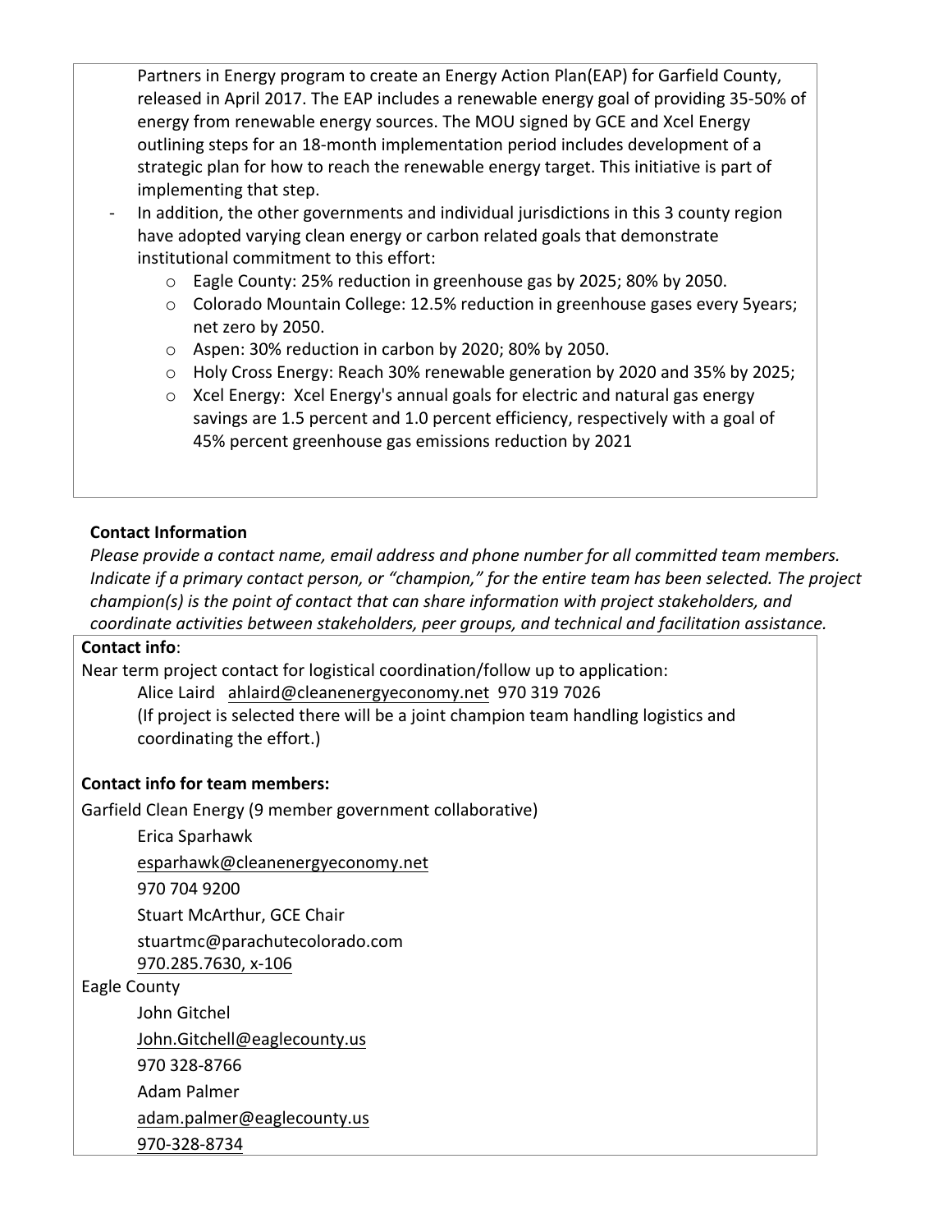Partners in Energy program to create an Energy Action Plan(EAP) for Garfield County, released in April 2017. The EAP includes a renewable energy goal of providing 35-50% of energy from renewable energy sources. The MOU signed by GCE and Xcel Energy outlining steps for an 18-month implementation period includes development of a strategic plan for how to reach the renewable energy target. This initiative is part of implementing that step.

- In addition, the other governments and individual jurisdictions in this 3 county region have adopted varying clean energy or carbon related goals that demonstrate institutional commitment to this effort:
  - Eagle County: 25% reduction in greenhouse gas by 2025; 80% by 2050.
  - Colorado Mountain College: 12.5% reduction in greenhouse gases every 5years; net zero by 2050.
  - Aspen: 30% reduction in carbon by 2020; 80% by 2050.
  - Holy Cross Energy: Reach 30% renewable generation by 2020 and 35% by 2025;
  - Xcel Energy: Xcel Energy's annual goals for electric and natural gas energy savings are 1.5 percent and 1.0 percent efficiency, respectively with a goal of 45% percent greenhouse gas emissions reduction by 2021

**Contact Information**

*Please provide a contact name, email address and phone number for all committed team members. Indicate if a primary contact person, or "champion," for the entire team has been selected. The project champion(s) is the point of contact that can share information with project stakeholders, and coordinate activities between stakeholders, peer groups, and technical and facilitation assistance.*

**Contact info**:

Near term project contact for logistical coordination/follow up to application:

Alice Laird ahlaird@cleanenergyeconomy.net 970 319 7026

(If project is selected there will be a joint champion team handling logistics and coordinating the effort.)

**Contact info for team members:**

Garfield Clean Energy (9 member government collaborative)

Erica Sparhawk

esparhawk@cleanenergyeconomy.net

970 704 9200

Stuart McArthur, GCE Chair

stuartmc@parachutecolorado.com

970.285.7630, x-106

Eagle County

John Gitchel

John.Gitchell@eaglecounty.us

970 328-8766

Adam Palmer

adam.palmer@eaglecounty.us

970-328-8734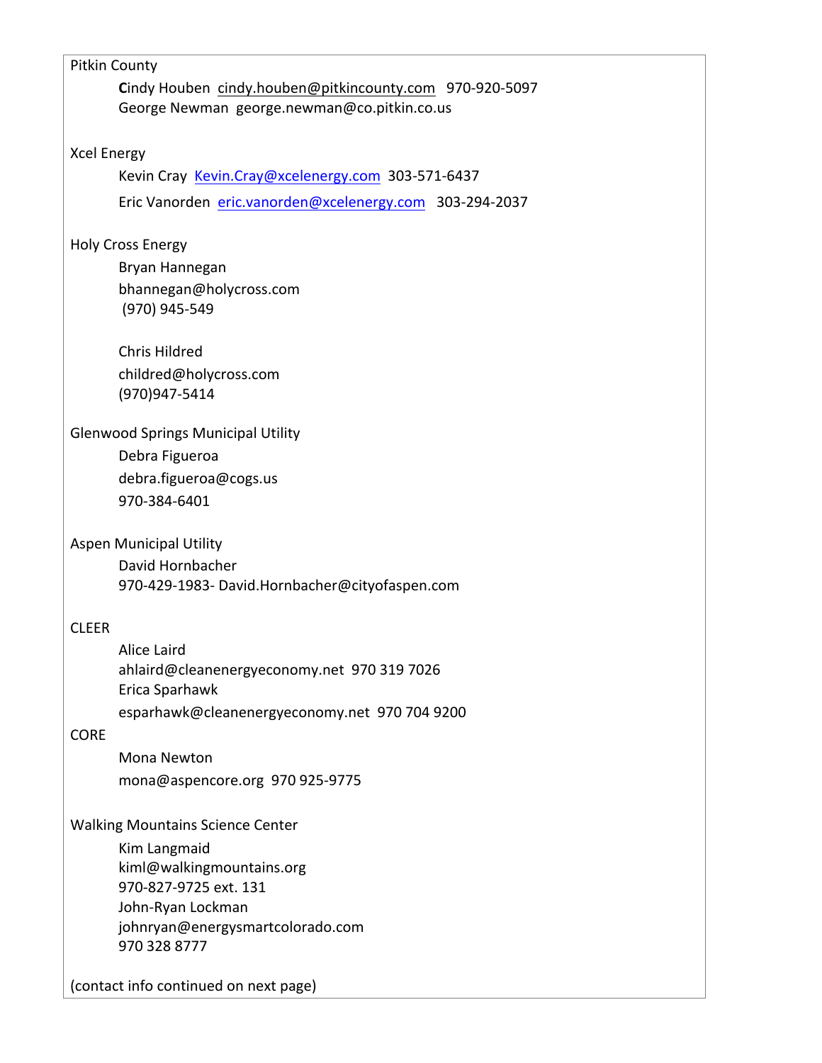Pitkin County

Cindy Houben cindy.houben@pitkincounty.com 970-920-5097
George Newman george.newman@co.pitkin.co.us

Xcel Energy

Kevin Cray Kevin.Cray@xcelenergy.com 303-571-6437
Eric Vanorden eric.vanorden@xcelenergy.com 303-294-2037

Holy Cross Energy

Bryan Hannegan
bhannegan@holycross.com
(970) 945-549

Chris Hildred
childred@holycross.com
(970)947-5414

Glenwood Springs Municipal Utility

Debra Figueroa
debra.figueroa@cogs.us
970-384-6401

Aspen Municipal Utility

David Hornbacher
970-429-1983- David.Hornbacher@cityofaspen.com

CLEER

Alice Laird
ahlaird@cleanenergyeconomy.net 970 319 7026
Erica Sparhawk
esparhawk@cleanenergyeconomy.net 970 704 9200

CORE

Mona Newton
mona@aspencore.org 970 925-9775

Walking Mountains Science Center

Kim Langmaid
kiml@walkingmountains.org
970-827-9725 ext. 131
John-Ryan Lockman
johnryan@energysmartcolorado.com
970 328 8777

(contact info continued on next page)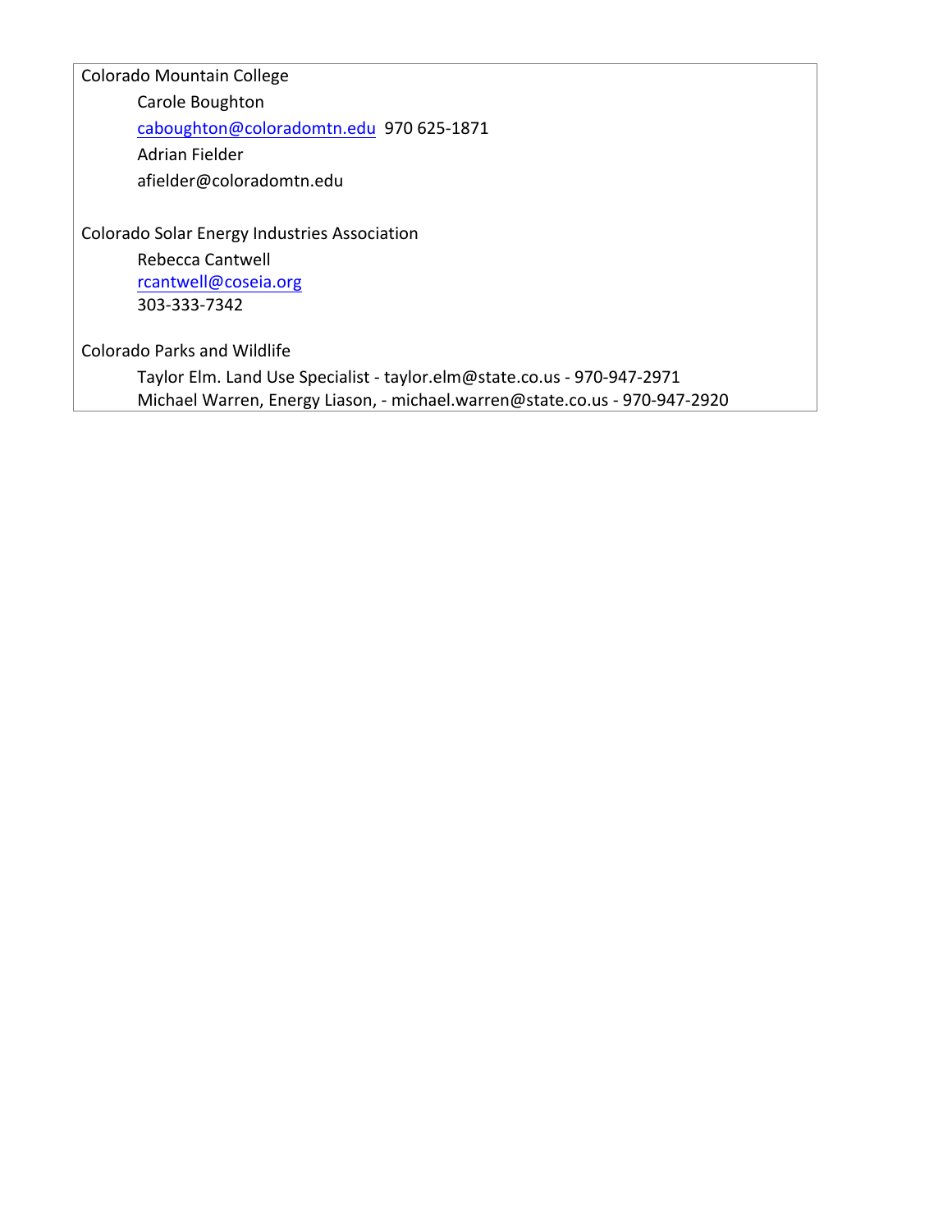Colorado Mountain College

Carole Boughton

caboughton@coloradomtn.edu 970 625-1871

Adrian Fielder

afielder@coloradomtn.edu

Colorado Solar Energy Industries Association

Rebecca Cantwell

rcantwell@coseia.org

303-333-7342

Colorado Parks and Wildlife

Taylor Elm. Land Use Specialist - taylor.elm@state.co.us - 970-947-2971

Michael Warren, Energy Liason, - michael.warren@state.co.us - 970-947-2920